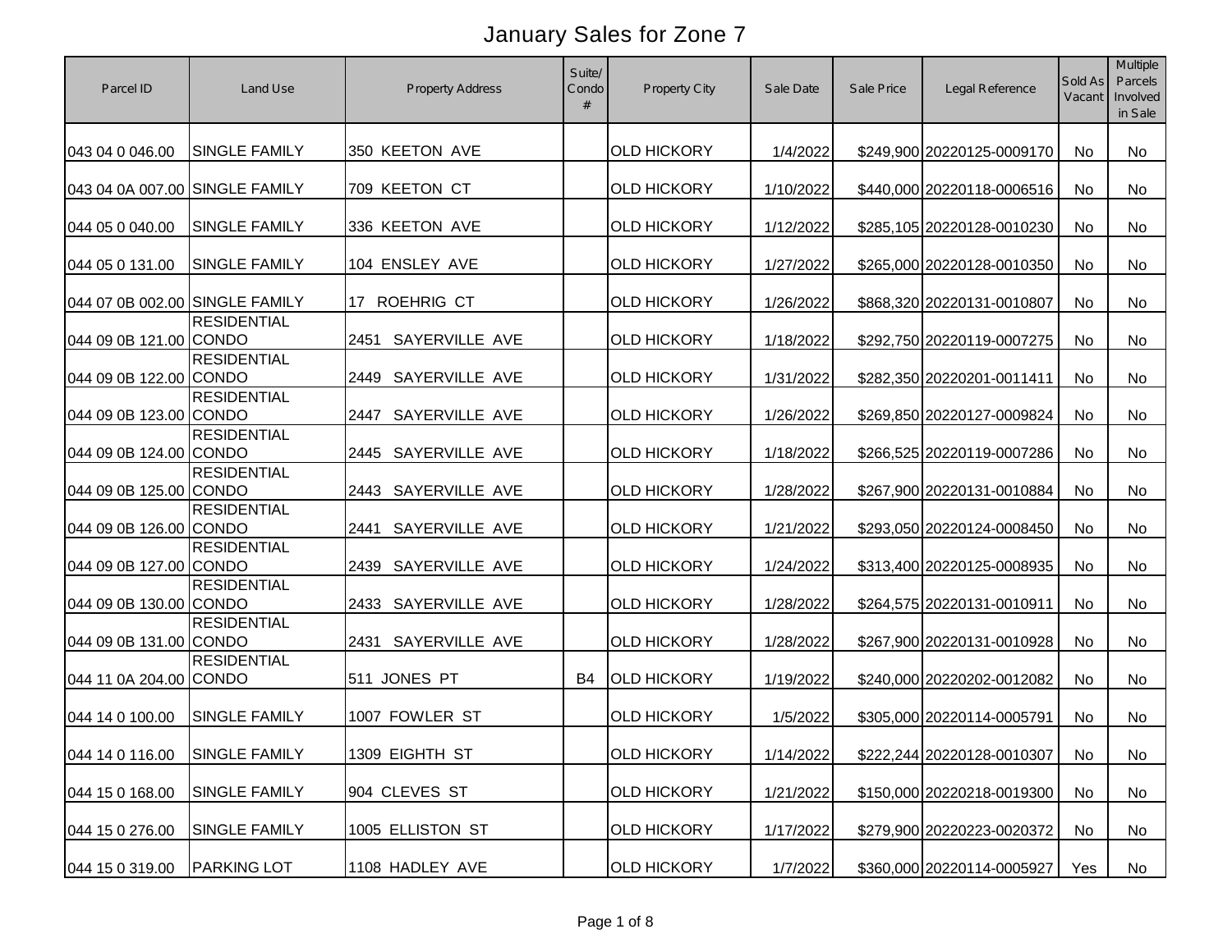# January Sales for Zone 7

| Parcel ID | Land Use | Property Address | Suite/ Condo # | Property City | Sale Date | Sale Price | Legal Reference | Sold As Vacant | Multiple Parcels Involved in Sale |
|---|---|---|---|---|---|---|---|---|---|
| 043 04 0 046.00 | SINGLE FAMILY | 350 KEETON AVE | | OLD HICKORY | 1/4/2022 | $249,900 | 20220125-0009170 | No | No |
| 043 04 0A 007.00 | SINGLE FAMILY | 709 KEETON CT | | OLD HICKORY | 1/10/2022 | $440,000 | 20220118-0006516 | No | No |
| 044 05 0 040.00 | SINGLE FAMILY | 336 KEETON AVE | | OLD HICKORY | 1/12/2022 | $285,105 | 20220128-0010230 | No | No |
| 044 05 0 131.00 | SINGLE FAMILY | 104 ENSLEY AVE | | OLD HICKORY | 1/27/2022 | $265,000 | 20220128-0010350 | No | No |
| 044 07 0B 002.00 | SINGLE FAMILY | 17 ROEHRIG CT | | OLD HICKORY | 1/26/2022 | $868,320 | 20220131-0010807 | No | No |
| 044 09 0B 121.00 | RESIDENTIAL CONDO | 2451 SAYERVILLE AVE | | OLD HICKORY | 1/18/2022 | $292,750 | 20220119-0007275 | No | No |
| 044 09 0B 122.00 | RESIDENTIAL CONDO | 2449 SAYERVILLE AVE | | OLD HICKORY | 1/31/2022 | $282,350 | 20220201-0011411 | No | No |
| 044 09 0B 123.00 | RESIDENTIAL CONDO | 2447 SAYERVILLE AVE | | OLD HICKORY | 1/26/2022 | $269,850 | 20220127-0009824 | No | No |
| 044 09 0B 124.00 | RESIDENTIAL CONDO | 2445 SAYERVILLE AVE | | OLD HICKORY | 1/18/2022 | $266,525 | 20220119-0007286 | No | No |
| 044 09 0B 125.00 | RESIDENTIAL CONDO | 2443 SAYERVILLE AVE | | OLD HICKORY | 1/28/2022 | $267,900 | 20220131-0010884 | No | No |
| 044 09 0B 126.00 | RESIDENTIAL CONDO | 2441 SAYERVILLE AVE | | OLD HICKORY | 1/21/2022 | $293,050 | 20220124-0008450 | No | No |
| 044 09 0B 127.00 | RESIDENTIAL CONDO | 2439 SAYERVILLE AVE | | OLD HICKORY | 1/24/2022 | $313,400 | 20220125-0008935 | No | No |
| 044 09 0B 130.00 | RESIDENTIAL CONDO | 2433 SAYERVILLE AVE | | OLD HICKORY | 1/28/2022 | $264,575 | 20220131-0010911 | No | No |
| 044 09 0B 131.00 | RESIDENTIAL CONDO | 2431 SAYERVILLE AVE | | OLD HICKORY | 1/28/2022 | $267,900 | 20220131-0010928 | No | No |
| 044 11 0A 204.00 | RESIDENTIAL CONDO | 511 JONES PT | B4 | OLD HICKORY | 1/19/2022 | $240,000 | 20220202-0012082 | No | No |
| 044 14 0 100.00 | SINGLE FAMILY | 1007 FOWLER ST | | OLD HICKORY | 1/5/2022 | $305,000 | 20220114-0005791 | No | No |
| 044 14 0 116.00 | SINGLE FAMILY | 1309 EIGHTH ST | | OLD HICKORY | 1/14/2022 | $222,244 | 20220128-0010307 | No | No |
| 044 15 0 168.00 | SINGLE FAMILY | 904 CLEVES ST | | OLD HICKORY | 1/21/2022 | $150,000 | 20220218-0019300 | No | No |
| 044 15 0 276.00 | SINGLE FAMILY | 1005 ELLISTON ST | | OLD HICKORY | 1/17/2022 | $279,900 | 20220223-0020372 | No | No |
| 044 15 0 319.00 | PARKING LOT | 1108 HADLEY AVE | | OLD HICKORY | 1/7/2022 | $360,000 | 20220114-0005927 | Yes | No |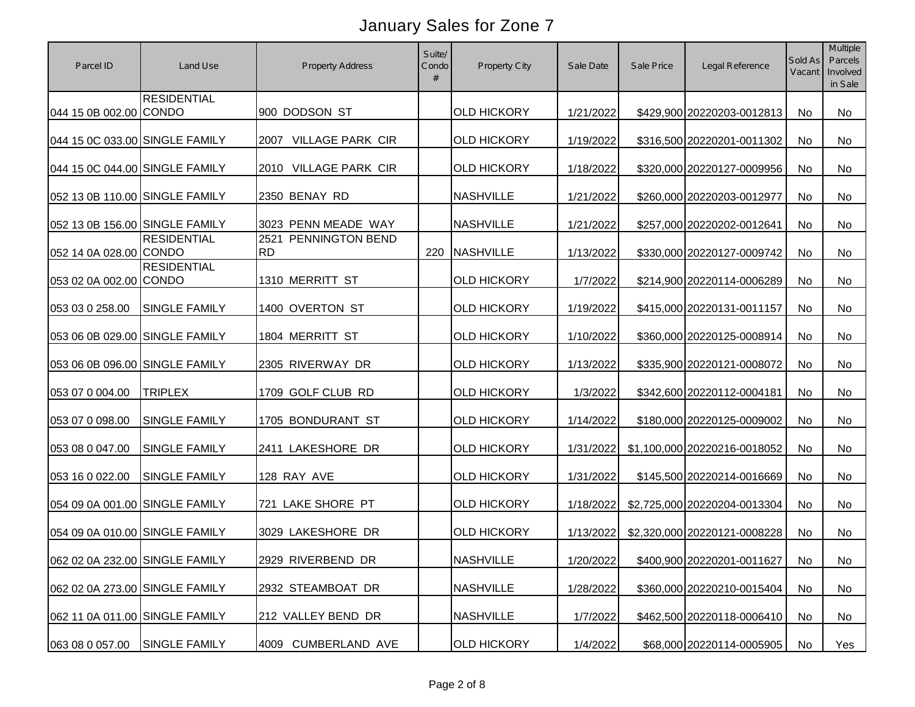# January Sales for Zone 7

| Parcel ID | Land Use | Property Address | Suite/ Condo # | Property City | Sale Date | Sale Price | Legal Reference | Sold As Vacant | Multiple Parcels Involved in Sale |
|---|---|---|---|---|---|---|---|---|---|
| 044 15 0B 002.00 | RESIDENTIAL CONDO | 900 DODSON ST | | OLD HICKORY | 1/21/2022 | $429,900 | 20220203-0012813 | No | No |
| 044 15 0C 033.00 | SINGLE FAMILY | 2007 VILLAGE PARK CIR | | OLD HICKORY | 1/19/2022 | $316,500 | 20220201-0011302 | No | No |
| 044 15 0C 044.00 | SINGLE FAMILY | 2010 VILLAGE PARK CIR | | OLD HICKORY | 1/18/2022 | $320,000 | 20220127-0009956 | No | No |
| 052 13 0B 110.00 | SINGLE FAMILY | 2350 BENAY RD | | NASHVILLE | 1/21/2022 | $260,000 | 20220203-0012977 | No | No |
| 052 13 0B 156.00 | SINGLE FAMILY | 3023 PENN MEADE WAY | | NASHVILLE | 1/21/2022 | $257,000 | 20220202-0012641 | No | No |
| 052 14 0A 028.00 | RESIDENTIAL CONDO | 2521 PENNINGTON BEND RD | 220 | NASHVILLE | 1/13/2022 | $330,000 | 20220127-0009742 | No | No |
| 053 02 0A 002.00 | RESIDENTIAL CONDO | 1310 MERRITT ST | | OLD HICKORY | 1/7/2022 | $214,900 | 20220114-0006289 | No | No |
| 053 03 0 258.00 | SINGLE FAMILY | 1400 OVERTON ST | | OLD HICKORY | 1/19/2022 | $415,000 | 20220131-0011157 | No | No |
| 053 06 0B 029.00 | SINGLE FAMILY | 1804 MERRITT ST | | OLD HICKORY | 1/10/2022 | $360,000 | 20220125-0008914 | No | No |
| 053 06 0B 096.00 | SINGLE FAMILY | 2305 RIVERWAY DR | | OLD HICKORY | 1/13/2022 | $335,900 | 20220121-0008072 | No | No |
| 053 07 0 004.00 | TRIPLEX | 1709 GOLF CLUB RD | | OLD HICKORY | 1/3/2022 | $342,600 | 20220112-0004181 | No | No |
| 053 07 0 098.00 | SINGLE FAMILY | 1705 BONDURANT ST | | OLD HICKORY | 1/14/2022 | $180,000 | 20220125-0009002 | No | No |
| 053 08 0 047.00 | SINGLE FAMILY | 2411 LAKESHORE DR | | OLD HICKORY | 1/31/2022 | $1,100,000 | 20220216-0018052 | No | No |
| 053 16 0 022.00 | SINGLE FAMILY | 128 RAY AVE | | OLD HICKORY | 1/31/2022 | $145,500 | 20220214-0016669 | No | No |
| 054 09 0A 001.00 | SINGLE FAMILY | 721 LAKE SHORE PT | | OLD HICKORY | 1/18/2022 | $2,725,000 | 20220204-0013304 | No | No |
| 054 09 0A 010.00 | SINGLE FAMILY | 3029 LAKESHORE DR | | OLD HICKORY | 1/13/2022 | $2,320,000 | 20220121-0008228 | No | No |
| 062 02 0A 232.00 | SINGLE FAMILY | 2929 RIVERBEND DR | | NASHVILLE | 1/20/2022 | $400,900 | 20220201-0011627 | No | No |
| 062 02 0A 273.00 | SINGLE FAMILY | 2932 STEAMBOAT DR | | NASHVILLE | 1/28/2022 | $360,000 | 20220210-0015404 | No | No |
| 062 11 0A 011.00 | SINGLE FAMILY | 212 VALLEY BEND DR | | NASHVILLE | 1/7/2022 | $462,500 | 20220118-0006410 | No | No |
| 063 08 0 057.00 | SINGLE FAMILY | 4009 CUMBERLAND AVE | | OLD HICKORY | 1/4/2022 | $68,000 | 20220114-0005905 | No | Yes |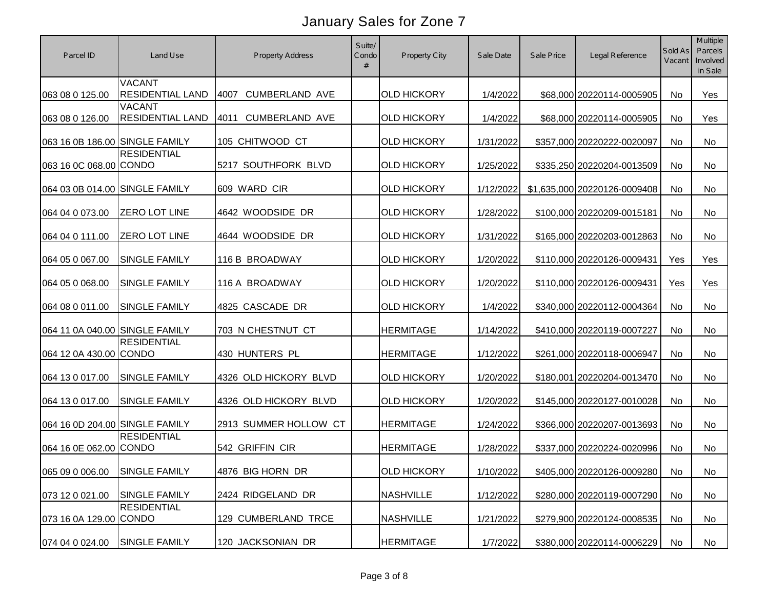# January Sales for Zone 7

| Parcel ID | Land Use | Property Address | Suite/ Condo # | Property City | Sale Date | Sale Price | Legal Reference | Sold As Vacant | Multiple Parcels Involved in Sale |
|---|---|---|---|---|---|---|---|---|---|
| 063 08 0 125.00 | VACANT RESIDENTIAL LAND | 4007 CUMBERLAND AVE | | OLD HICKORY | 1/4/2022 | $68,000 | 20220114-0005905 | No | Yes |
| 063 08 0 126.00 | VACANT RESIDENTIAL LAND | 4011 CUMBERLAND AVE | | OLD HICKORY | 1/4/2022 | $68,000 | 20220114-0005905 | No | Yes |
| 063 16 0B 186.00 | SINGLE FAMILY | 105 CHITWOOD CT | | OLD HICKORY | 1/31/2022 | $357,000 | 20220222-0020097 | No | No |
| 063 16 0C 068.00 | RESIDENTIAL CONDO | 5217 SOUTHFORK BLVD | | OLD HICKORY | 1/25/2022 | $335,250 | 20220204-0013509 | No | No |
| 064 03 0B 014.00 | SINGLE FAMILY | 609 WARD CIR | | OLD HICKORY | 1/12/2022 | $1,635,000 | 20220126-0009408 | No | No |
| 064 04 0 073.00 | ZERO LOT LINE | 4642 WOODSIDE DR | | OLD HICKORY | 1/28/2022 | $100,000 | 20220209-0015181 | No | No |
| 064 04 0 111.00 | ZERO LOT LINE | 4644 WOODSIDE DR | | OLD HICKORY | 1/31/2022 | $165,000 | 20220203-0012863 | No | No |
| 064 05 0 067.00 | SINGLE FAMILY | 116 B BROADWAY | | OLD HICKORY | 1/20/2022 | $110,000 | 20220126-0009431 | Yes | Yes |
| 064 05 0 068.00 | SINGLE FAMILY | 116 A BROADWAY | | OLD HICKORY | 1/20/2022 | $110,000 | 20220126-0009431 | Yes | Yes |
| 064 08 0 011.00 | SINGLE FAMILY | 4825 CASCADE DR | | OLD HICKORY | 1/4/2022 | $340,000 | 20220112-0004364 | No | No |
| 064 11 0A 040.00 | SINGLE FAMILY | 703 N CHESTNUT CT | | HERMITAGE | 1/14/2022 | $410,000 | 20220119-0007227 | No | No |
| 064 12 0A 430.00 | RESIDENTIAL CONDO | 430 HUNTERS PL | | HERMITAGE | 1/12/2022 | $261,000 | 20220118-0006947 | No | No |
| 064 13 0 017.00 | SINGLE FAMILY | 4326 OLD HICKORY BLVD | | OLD HICKORY | 1/20/2022 | $180,001 | 20220204-0013470 | No | No |
| 064 13 0 017.00 | SINGLE FAMILY | 4326 OLD HICKORY BLVD | | OLD HICKORY | 1/20/2022 | $145,000 | 20220127-0010028 | No | No |
| 064 16 0D 204.00 | SINGLE FAMILY | 2913 SUMMER HOLLOW CT | | HERMITAGE | 1/24/2022 | $366,000 | 20220207-0013693 | No | No |
| 064 16 0E 062.00 | RESIDENTIAL CONDO | 542 GRIFFIN CIR | | HERMITAGE | 1/28/2022 | $337,000 | 20220224-0020996 | No | No |
| 065 09 0 006.00 | SINGLE FAMILY | 4876 BIG HORN DR | | OLD HICKORY | 1/10/2022 | $405,000 | 20220126-0009280 | No | No |
| 073 12 0 021.00 | SINGLE FAMILY | 2424 RIDGELAND DR | | NASHVILLE | 1/12/2022 | $280,000 | 20220119-0007290 | No | No |
| 073 16 0A 129.00 | RESIDENTIAL CONDO | 129 CUMBERLAND TRCE | | NASHVILLE | 1/21/2022 | $279,900 | 20220124-0008535 | No | No |
| 074 04 0 024.00 | SINGLE FAMILY | 120 JACKSONIAN DR | | HERMITAGE | 1/7/2022 | $380,000 | 20220114-0006229 | No | No |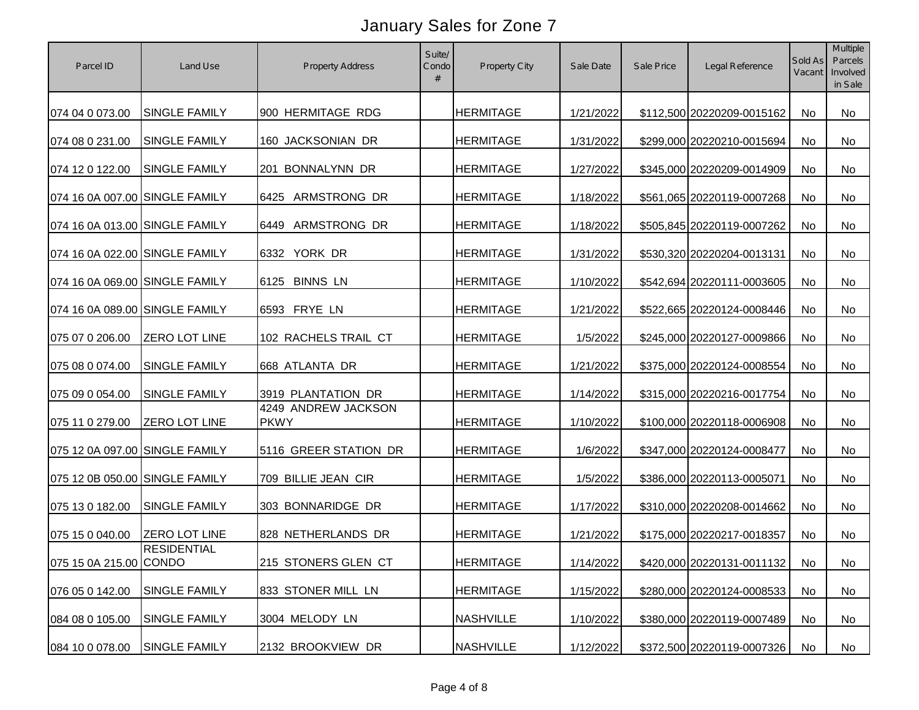# January Sales for Zone 7

| Parcel ID | Land Use | Property Address | Suite/ Condo # | Property City | Sale Date | Sale Price | Legal Reference | Sold As Vacant | Multiple Parcels Involved in Sale |
|---|---|---|---|---|---|---|---|---|---|
| 074 04 0 073.00 | SINGLE FAMILY | 900 HERMITAGE RDG | | HERMITAGE | 1/21/2022 | $112,500 | 20220209-0015162 | No | No |
| 074 08 0 231.00 | SINGLE FAMILY | 160 JACKSONIAN DR | | HERMITAGE | 1/31/2022 | $299,000 | 20220210-0015694 | No | No |
| 074 12 0 122.00 | SINGLE FAMILY | 201 BONNALYNN DR | | HERMITAGE | 1/27/2022 | $345,000 | 20220209-0014909 | No | No |
| 074 16 0A 007.00 | SINGLE FAMILY | 6425 ARMSTRONG DR | | HERMITAGE | 1/18/2022 | $561,065 | 20220119-0007268 | No | No |
| 074 16 0A 013.00 | SINGLE FAMILY | 6449 ARMSTRONG DR | | HERMITAGE | 1/18/2022 | $505,845 | 20220119-0007262 | No | No |
| 074 16 0A 022.00 | SINGLE FAMILY | 6332 YORK DR | | HERMITAGE | 1/31/2022 | $530,320 | 20220204-0013131 | No | No |
| 074 16 0A 069.00 | SINGLE FAMILY | 6125 BINNS LN | | HERMITAGE | 1/10/2022 | $542,694 | 20220111-0003605 | No | No |
| 074 16 0A 089.00 | SINGLE FAMILY | 6593 FRYE LN | | HERMITAGE | 1/21/2022 | $522,665 | 20220124-0008446 | No | No |
| 075 07 0 206.00 | ZERO LOT LINE | 102 RACHELS TRAIL CT | | HERMITAGE | 1/5/2022 | $245,000 | 20220127-0009866 | No | No |
| 075 08 0 074.00 | SINGLE FAMILY | 668 ATLANTA DR | | HERMITAGE | 1/21/2022 | $375,000 | 20220124-0008554 | No | No |
| 075 09 0 054.00 | SINGLE FAMILY | 3919 PLANTATION DR | | HERMITAGE | 1/14/2022 | $315,000 | 20220216-0017754 | No | No |
| 075 11 0 279.00 | ZERO LOT LINE | 4249 ANDREW JACKSON PKWY | | HERMITAGE | 1/10/2022 | $100,000 | 20220118-0006908 | No | No |
| 075 12 0A 097.00 | SINGLE FAMILY | 5116 GREER STATION DR | | HERMITAGE | 1/6/2022 | $347,000 | 20220124-0008477 | No | No |
| 075 12 0B 050.00 | SINGLE FAMILY | 709 BILLIE JEAN CIR | | HERMITAGE | 1/5/2022 | $386,000 | 20220113-0005071 | No | No |
| 075 13 0 182.00 | SINGLE FAMILY | 303 BONNARIDGE DR | | HERMITAGE | 1/17/2022 | $310,000 | 20220208-0014662 | No | No |
| 075 15 0 040.00 | ZERO LOT LINE | 828 NETHERLANDS DR | | HERMITAGE | 1/21/2022 | $175,000 | 20220217-0018357 | No | No |
| 075 15 0A 215.00 | RESIDENTIAL CONDO | 215 STONERS GLEN CT | | HERMITAGE | 1/14/2022 | $420,000 | 20220131-0011132 | No | No |
| 076 05 0 142.00 | SINGLE FAMILY | 833 STONER MILL LN | | HERMITAGE | 1/15/2022 | $280,000 | 20220124-0008533 | No | No |
| 084 08 0 105.00 | SINGLE FAMILY | 3004 MELODY LN | | NASHVILLE | 1/10/2022 | $380,000 | 20220119-0007489 | No | No |
| 084 10 0 078.00 | SINGLE FAMILY | 2132 BROOKVIEW DR | | NASHVILLE | 1/12/2022 | $372,500 | 20220119-0007326 | No | No |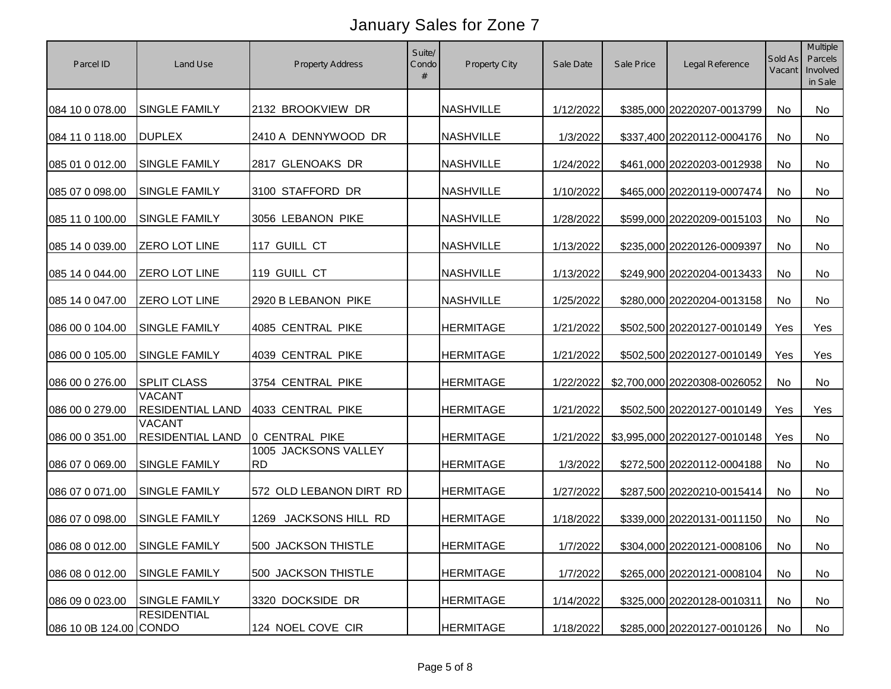# January Sales for Zone 7

| Parcel ID | Land Use | Property Address | Suite/ Condo # | Property City | Sale Date | Sale Price | Legal Reference | Sold As Vacant | Multiple Parcels Involved in Sale |
|---|---|---|---|---|---|---|---|---|---|
| 084 10 0 078.00 | SINGLE FAMILY | 2132 BROOKVIEW DR | | NASHVILLE | 1/12/2022 | $385,000 | 20220207-0013799 | No | No |
| 084 11 0 118.00 | DUPLEX | 2410 A DENNYWOOD DR | | NASHVILLE | 1/3/2022 | $337,400 | 20220112-0004176 | No | No |
| 085 01 0 012.00 | SINGLE FAMILY | 2817 GLENOAKS DR | | NASHVILLE | 1/24/2022 | $461,000 | 20220203-0012938 | No | No |
| 085 07 0 098.00 | SINGLE FAMILY | 3100 STAFFORD DR | | NASHVILLE | 1/10/2022 | $465,000 | 20220119-0007474 | No | No |
| 085 11 0 100.00 | SINGLE FAMILY | 3056 LEBANON PIKE | | NASHVILLE | 1/28/2022 | $599,000 | 20220209-0015103 | No | No |
| 085 14 0 039.00 | ZERO LOT LINE | 117 GUILL CT | | NASHVILLE | 1/13/2022 | $235,000 | 20220126-0009397 | No | No |
| 085 14 0 044.00 | ZERO LOT LINE | 119 GUILL CT | | NASHVILLE | 1/13/2022 | $249,900 | 20220204-0013433 | No | No |
| 085 14 0 047.00 | ZERO LOT LINE | 2920 B LEBANON PIKE | | NASHVILLE | 1/25/2022 | $280,000 | 20220204-0013158 | No | No |
| 086 00 0 104.00 | SINGLE FAMILY | 4085 CENTRAL PIKE | | HERMITAGE | 1/21/2022 | $502,500 | 20220127-0010149 | Yes | Yes |
| 086 00 0 105.00 | SINGLE FAMILY | 4039 CENTRAL PIKE | | HERMITAGE | 1/21/2022 | $502,500 | 20220127-0010149 | Yes | Yes |
| 086 00 0 276.00 | SPLIT CLASS | 3754 CENTRAL PIKE | | HERMITAGE | 1/22/2022 | $2,700,000 | 20220308-0026052 | No | No |
| 086 00 0 279.00 | VACANT RESIDENTIAL LAND | 4033 CENTRAL PIKE | | HERMITAGE | 1/21/2022 | $502,500 | 20220127-0010149 | Yes | Yes |
| 086 00 0 351.00 | VACANT RESIDENTIAL LAND | 0 CENTRAL PIKE | | HERMITAGE | 1/21/2022 | $3,995,000 | 20220127-0010148 | Yes | No |
| 086 07 0 069.00 | SINGLE FAMILY | 1005 JACKSONS VALLEY RD | | HERMITAGE | 1/3/2022 | $272,500 | 20220112-0004188 | No | No |
| 086 07 0 071.00 | SINGLE FAMILY | 572 OLD LEBANON DIRT RD | | HERMITAGE | 1/27/2022 | $287,500 | 20220210-0015414 | No | No |
| 086 07 0 098.00 | SINGLE FAMILY | 1269 JACKSONS HILL RD | | HERMITAGE | 1/18/2022 | $339,000 | 20220131-0011150 | No | No |
| 086 08 0 012.00 | SINGLE FAMILY | 500 JACKSON THISTLE | | HERMITAGE | 1/7/2022 | $304,000 | 20220121-0008106 | No | No |
| 086 08 0 012.00 | SINGLE FAMILY | 500 JACKSON THISTLE | | HERMITAGE | 1/7/2022 | $265,000 | 20220121-0008104 | No | No |
| 086 09 0 023.00 | SINGLE FAMILY | 3320 DOCKSIDE DR | | HERMITAGE | 1/14/2022 | $325,000 | 20220128-0010311 | No | No |
| 086 10 0B 124.00 | RESIDENTIAL CONDO | 124 NOEL COVE CIR | | HERMITAGE | 1/18/2022 | $285,000 | 20220127-0010126 | No | No |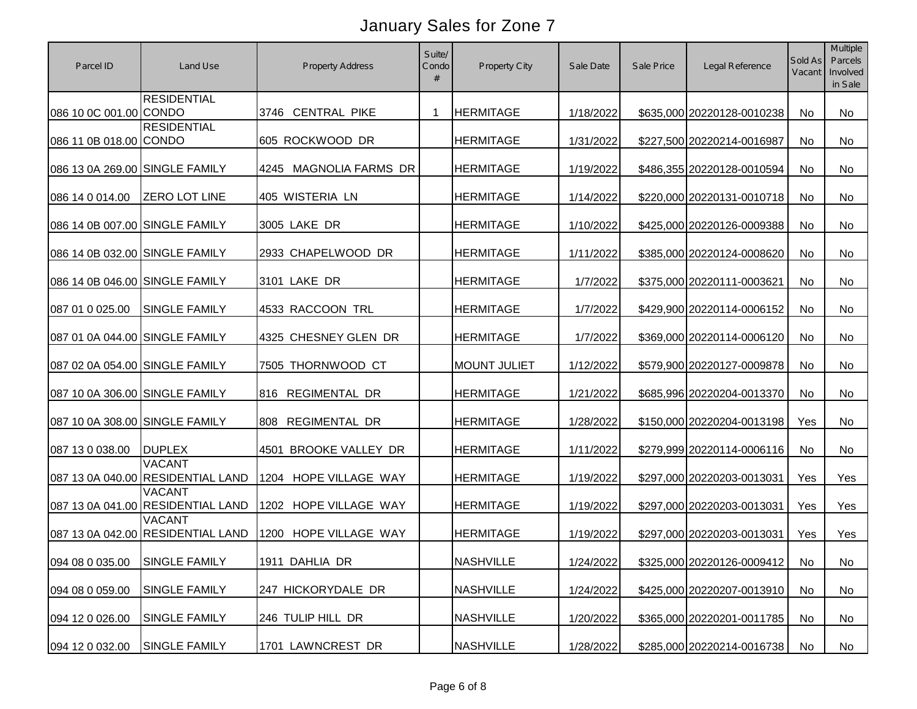# January Sales for Zone 7

| Parcel ID | Land Use | Property Address | Suite/ Condo # | Property City | Sale Date | Sale Price | Legal Reference | Sold As Vacant | Multiple Parcels Involved in Sale |
|---|---|---|---|---|---|---|---|---|---|
| 086 10 0C 001.00 | RESIDENTIAL CONDO | 3746 CENTRAL PIKE | 1 | HERMITAGE | 1/18/2022 | $635,000 | 20220128-0010238 | No | No |
| 086 11 0B 018.00 | RESIDENTIAL CONDO | 605 ROCKWOOD DR | | HERMITAGE | 1/31/2022 | $227,500 | 20220214-0016987 | No | No |
| 086 13 0A 269.00 | SINGLE FAMILY | 4245 MAGNOLIA FARMS DR | | HERMITAGE | 1/19/2022 | $486,355 | 20220128-0010594 | No | No |
| 086 14 0 014.00 | ZERO LOT LINE | 405 WISTERIA LN | | HERMITAGE | 1/14/2022 | $220,000 | 20220131-0010718 | No | No |
| 086 14 0B 007.00 | SINGLE FAMILY | 3005 LAKE DR | | HERMITAGE | 1/10/2022 | $425,000 | 20220126-0009388 | No | No |
| 086 14 0B 032.00 | SINGLE FAMILY | 2933 CHAPELWOOD DR | | HERMITAGE | 1/11/2022 | $385,000 | 20220124-0008620 | No | No |
| 086 14 0B 046.00 | SINGLE FAMILY | 3101 LAKE DR | | HERMITAGE | 1/7/2022 | $375,000 | 20220111-0003621 | No | No |
| 087 01 0 025.00 | SINGLE FAMILY | 4533 RACCOON TRL | | HERMITAGE | 1/7/2022 | $429,900 | 20220114-0006152 | No | No |
| 087 01 0A 044.00 | SINGLE FAMILY | 4325 CHESNEY GLEN DR | | HERMITAGE | 1/7/2022 | $369,000 | 20220114-0006120 | No | No |
| 087 02 0A 054.00 | SINGLE FAMILY | 7505 THORNWOOD CT | | MOUNT JULIET | 1/12/2022 | $579,900 | 20220127-0009878 | No | No |
| 087 10 0A 306.00 | SINGLE FAMILY | 816 REGIMENTAL DR | | HERMITAGE | 1/21/2022 | $685,996 | 20220204-0013370 | No | No |
| 087 10 0A 308.00 | SINGLE FAMILY | 808 REGIMENTAL DR | | HERMITAGE | 1/28/2022 | $150,000 | 20220204-0013198 | Yes | No |
| 087 13 0 038.00 | DUPLEX | 4501 BROOKE VALLEY DR | | HERMITAGE | 1/11/2022 | $279,999 | 20220114-0006116 | No | No |
| 087 13 0A 040.00 | VACANT RESIDENTIAL LAND | 1204 HOPE VILLAGE WAY | | HERMITAGE | 1/19/2022 | $297,000 | 20220203-0013031 | Yes | Yes |
| 087 13 0A 041.00 | VACANT RESIDENTIAL LAND | 1202 HOPE VILLAGE WAY | | HERMITAGE | 1/19/2022 | $297,000 | 20220203-0013031 | Yes | Yes |
| 087 13 0A 042.00 | VACANT RESIDENTIAL LAND | 1200 HOPE VILLAGE WAY | | HERMITAGE | 1/19/2022 | $297,000 | 20220203-0013031 | Yes | Yes |
| 094 08 0 035.00 | SINGLE FAMILY | 1911 DAHLIA DR | | NASHVILLE | 1/24/2022 | $325,000 | 20220126-0009412 | No | No |
| 094 08 0 059.00 | SINGLE FAMILY | 247 HICKORYDALE DR | | NASHVILLE | 1/24/2022 | $425,000 | 20220207-0013910 | No | No |
| 094 12 0 026.00 | SINGLE FAMILY | 246 TULIP HILL DR | | NASHVILLE | 1/20/2022 | $365,000 | 20220201-0011785 | No | No |
| 094 12 0 032.00 | SINGLE FAMILY | 1701 LAWNCREST DR | | NASHVILLE | 1/28/2022 | $285,000 | 20220214-0016738 | No | No |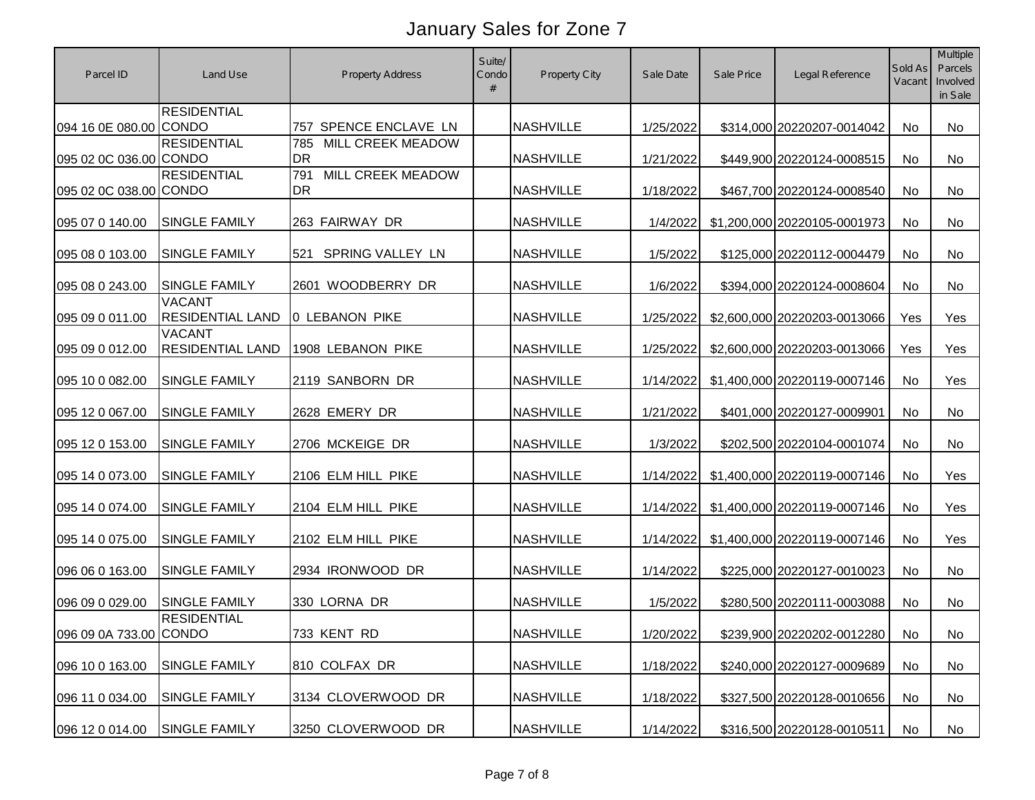# January Sales for Zone 7

| Parcel ID | Land Use | Property Address | Suite/ Condo # | Property City | Sale Date | Sale Price | Legal Reference | Sold As Vacant | Multiple Parcels Involved in Sale |
|---|---|---|---|---|---|---|---|---|---|
| 094 16 0E 080.00 | RESIDENTIAL CONDO | 757 SPENCE ENCLAVE LN | | NASHVILLE | 1/25/2022 | $314,000 | 20220207-0014042 | No | No |
| 095 02 0C 036.00 | RESIDENTIAL CONDO | 785 MILL CREEK MEADOW DR | | NASHVILLE | 1/21/2022 | $449,900 | 20220124-0008515 | No | No |
| 095 02 0C 038.00 | RESIDENTIAL CONDO | 791 MILL CREEK MEADOW DR | | NASHVILLE | 1/18/2022 | $467,700 | 20220124-0008540 | No | No |
| 095 07 0 140.00 | SINGLE FAMILY | 263 FAIRWAY DR | | NASHVILLE | 1/4/2022 | $1,200,000 | 20220105-0001973 | No | No |
| 095 08 0 103.00 | SINGLE FAMILY | 521 SPRING VALLEY LN | | NASHVILLE | 1/5/2022 | $125,000 | 20220112-0004479 | No | No |
| 095 08 0 243.00 | SINGLE FAMILY | 2601 WOODBERRY DR | | NASHVILLE | 1/6/2022 | $394,000 | 20220124-0008604 | No | No |
| 095 09 0 011.00 | VACANT RESIDENTIAL LAND | 0 LEBANON PIKE | | NASHVILLE | 1/25/2022 | $2,600,000 | 20220203-0013066 | Yes | Yes |
| 095 09 0 012.00 | VACANT RESIDENTIAL LAND | 1908 LEBANON PIKE | | NASHVILLE | 1/25/2022 | $2,600,000 | 20220203-0013066 | Yes | Yes |
| 095 10 0 082.00 | SINGLE FAMILY | 2119 SANBORN DR | | NASHVILLE | 1/14/2022 | $1,400,000 | 20220119-0007146 | No | Yes |
| 095 12 0 067.00 | SINGLE FAMILY | 2628 EMERY DR | | NASHVILLE | 1/21/2022 | $401,000 | 20220127-0009901 | No | No |
| 095 12 0 153.00 | SINGLE FAMILY | 2706 MCKEIGE DR | | NASHVILLE | 1/3/2022 | $202,500 | 20220104-0001074 | No | No |
| 095 14 0 073.00 | SINGLE FAMILY | 2106 ELM HILL PIKE | | NASHVILLE | 1/14/2022 | $1,400,000 | 20220119-0007146 | No | Yes |
| 095 14 0 074.00 | SINGLE FAMILY | 2104 ELM HILL PIKE | | NASHVILLE | 1/14/2022 | $1,400,000 | 20220119-0007146 | No | Yes |
| 095 14 0 075.00 | SINGLE FAMILY | 2102 ELM HILL PIKE | | NASHVILLE | 1/14/2022 | $1,400,000 | 20220119-0007146 | No | Yes |
| 096 06 0 163.00 | SINGLE FAMILY | 2934 IRONWOOD DR | | NASHVILLE | 1/14/2022 | $225,000 | 20220127-0010023 | No | No |
| 096 09 0 029.00 | SINGLE FAMILY | 330 LORNA DR | | NASHVILLE | 1/5/2022 | $280,500 | 20220111-0003088 | No | No |
| 096 09 0A 733.00 | RESIDENTIAL CONDO | 733 KENT RD | | NASHVILLE | 1/20/2022 | $239,900 | 20220202-0012280 | No | No |
| 096 10 0 163.00 | SINGLE FAMILY | 810 COLFAX DR | | NASHVILLE | 1/18/2022 | $240,000 | 20220127-0009689 | No | No |
| 096 11 0 034.00 | SINGLE FAMILY | 3134 CLOVERWOOD DR | | NASHVILLE | 1/18/2022 | $327,500 | 20220128-0010656 | No | No |
| 096 12 0 014.00 | SINGLE FAMILY | 3250 CLOVERWOOD DR | | NASHVILLE | 1/14/2022 | $316,500 | 20220128-0010511 | No | No |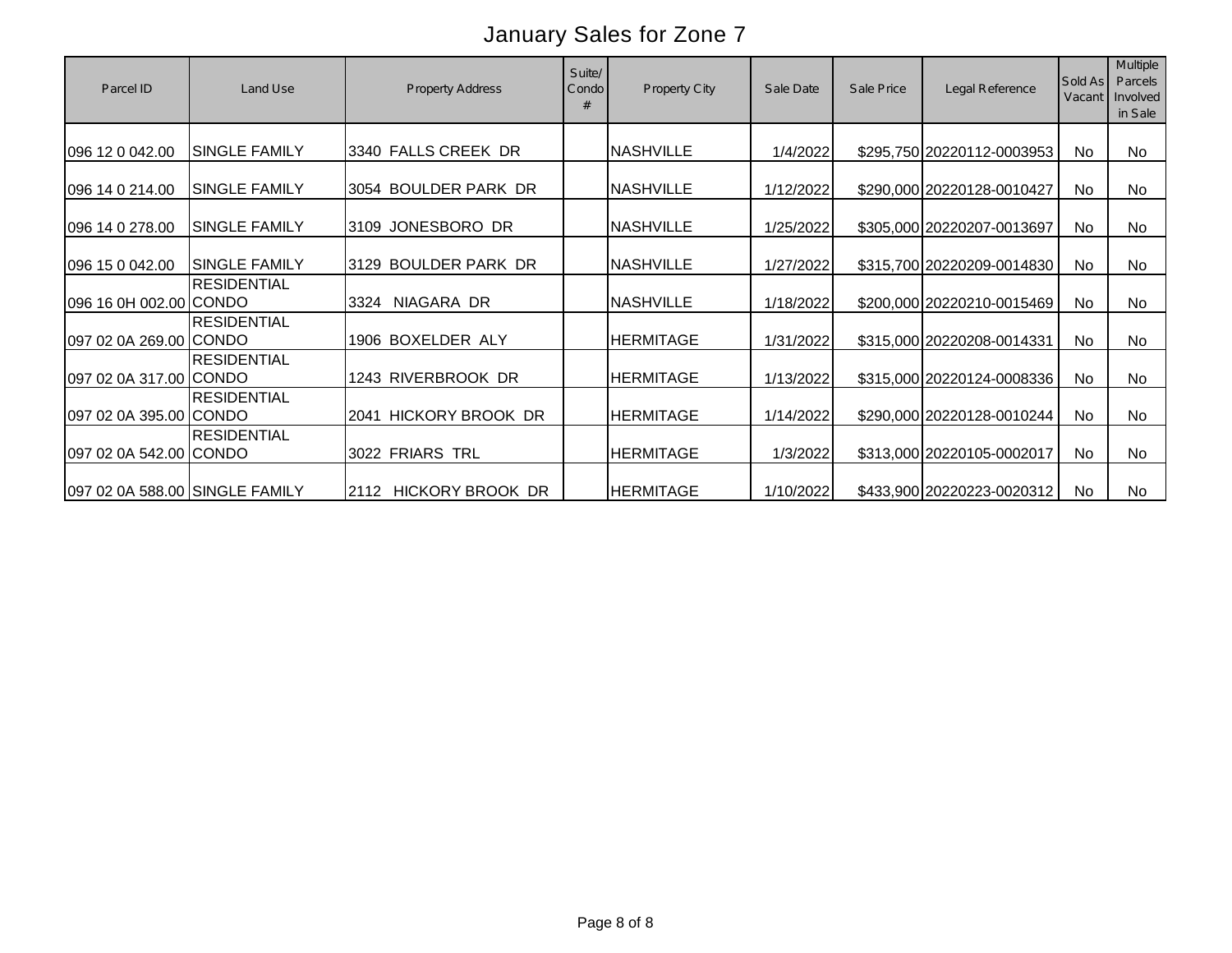# January Sales for Zone 7

| Parcel ID | Land Use | Property Address | Suite/ Condo # | Property City | Sale Date | Sale Price | Legal Reference | Sold As Vacant | Multiple Parcels Involved in Sale |
|---|---|---|---|---|---|---|---|---|---|
| 096 12 0 042.00 | SINGLE FAMILY | 3340 FALLS CREEK DR | | NASHVILLE | 1/4/2022 | $295,750 | 20220112-0003953 | No | No |
| 096 14 0 214.00 | SINGLE FAMILY | 3054 BOULDER PARK DR | | NASHVILLE | 1/12/2022 | $290,000 | 20220128-0010427 | No | No |
| 096 14 0 278.00 | SINGLE FAMILY | 3109 JONESBORO DR | | NASHVILLE | 1/25/2022 | $305,000 | 20220207-0013697 | No | No |
| 096 15 0 042.00 | SINGLE FAMILY | 3129 BOULDER PARK DR | | NASHVILLE | 1/27/2022 | $315,700 | 20220209-0014830 | No | No |
| 096 16 0H 002.00 | RESIDENTIAL CONDO | 3324 NIAGARA DR | | NASHVILLE | 1/18/2022 | $200,000 | 20220210-0015469 | No | No |
| 097 02 0A 269.00 | RESIDENTIAL CONDO | 1906 BOXELDER ALY | | HERMITAGE | 1/31/2022 | $315,000 | 20220208-0014331 | No | No |
| 097 02 0A 317.00 | RESIDENTIAL CONDO | 1243 RIVERBROOK DR | | HERMITAGE | 1/13/2022 | $315,000 | 20220124-0008336 | No | No |
| 097 02 0A 395.00 | RESIDENTIAL CONDO | 2041 HICKORY BROOK DR | | HERMITAGE | 1/14/2022 | $290,000 | 20220128-0010244 | No | No |
| 097 02 0A 542.00 | RESIDENTIAL CONDO | 3022 FRIARS TRL | | HERMITAGE | 1/3/2022 | $313,000 | 20220105-0002017 | No | No |
| 097 02 0A 588.00 | SINGLE FAMILY | 2112 HICKORY BROOK DR | | HERMITAGE | 1/10/2022 | $433,900 | 20220223-0020312 | No | No |